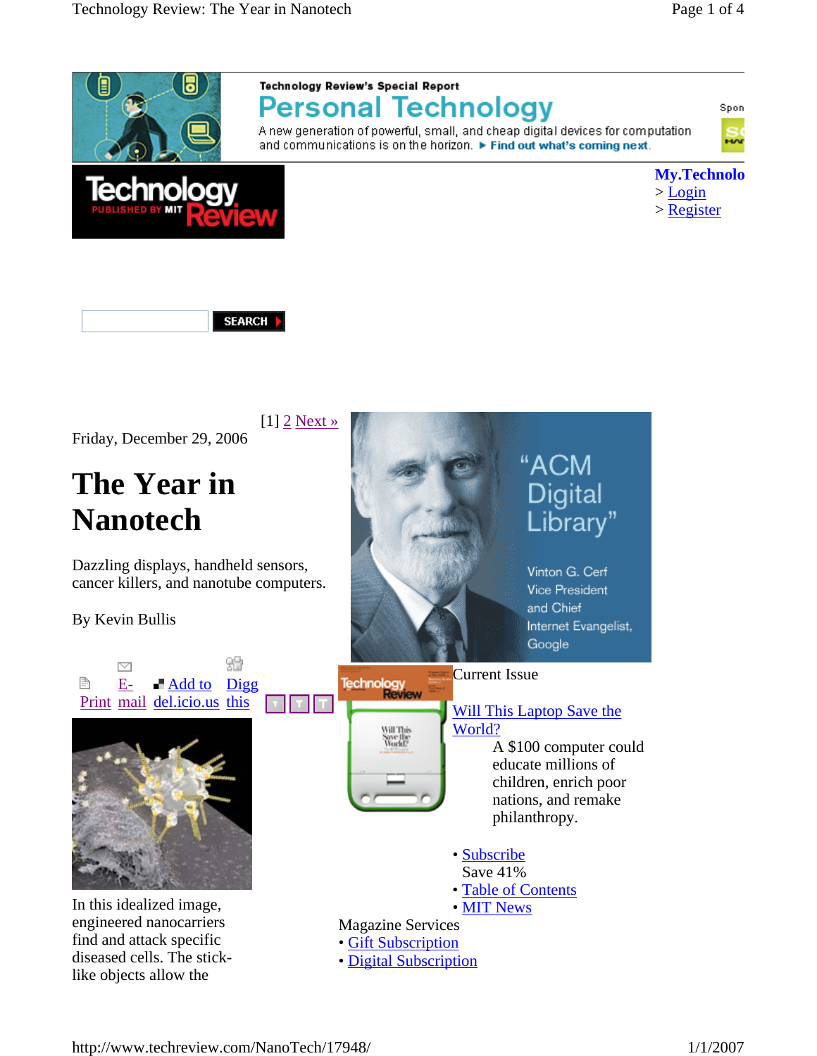Technology Review's Special Report

**Personal Technology**

A new generation of powerful, small, and cheap digital devices for computation and communications is on the horizon. ► Find out what's coming next.

**My.Technolo**
> Login
> Register

SEARCH

[1] 2 Next »

Friday, December 29, 2006

# The Year in Nanotech

Dazzling displays, handheld sensors, cancer killers, and nanotube computers.

By Kevin Bullis

Print | E-mail | Add to del.icio.us | Digg this

In this idealized image, engineered nanocarriers find and attack specific diseased cells. The stick-like objects allow the

"ACM Digital Library"
Vinton G. Cerf
Vice President and Chief Internet Evangelist, Google

Current Issue

Will This Laptop Save the World?

A $100 computer could educate millions of children, enrich poor nations, and remake philanthropy.

- Subscribe
  Save 41%
- Table of Contents
- MIT News

Magazine Services
- Gift Subscription
- Digital Subscription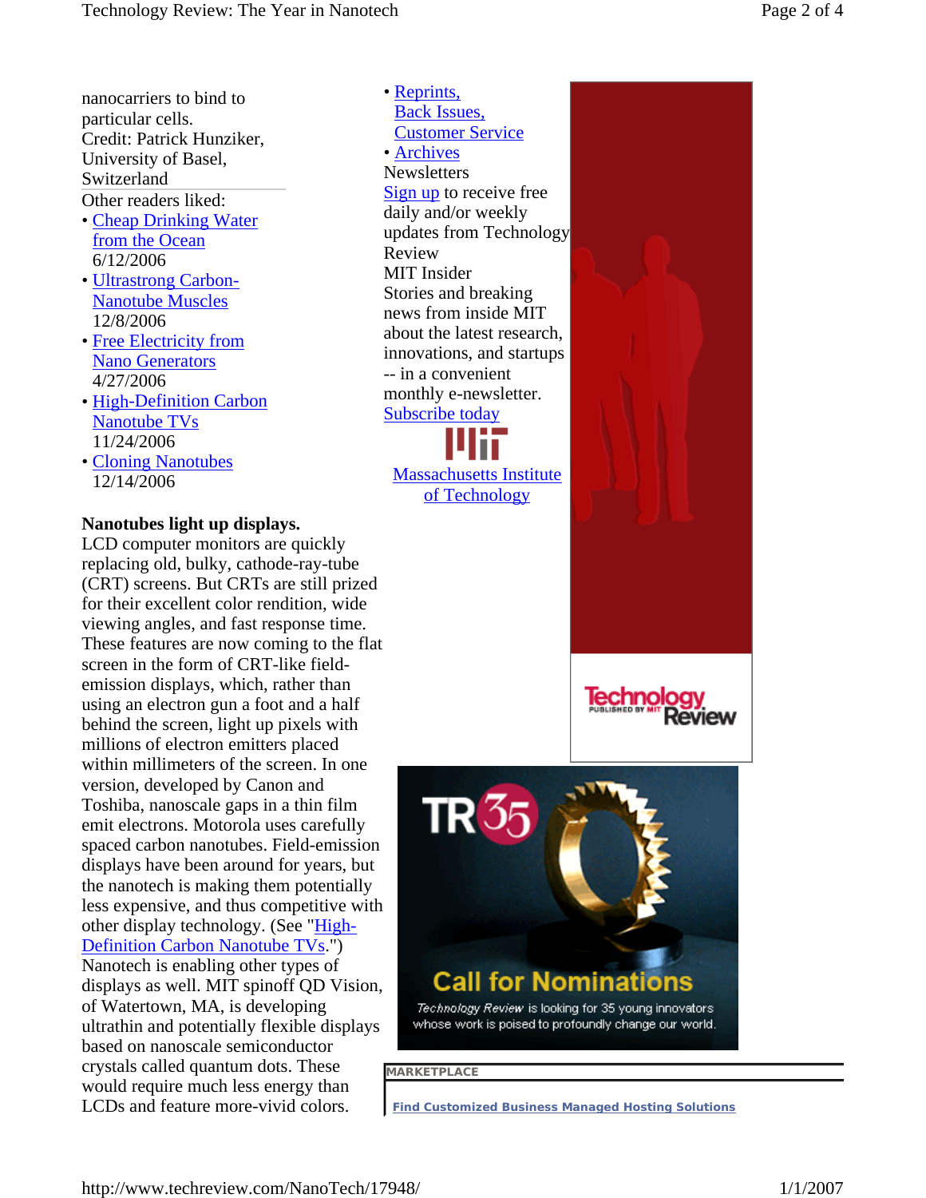nanocarriers to bind to particular cells.
Credit: Patrick Hunziker, University of Basel, Switzerland

Other readers liked:

- Cheap Drinking Water from the Ocean
  6/12/2006
- Ultrastrong Carbon-Nanotube Muscles
  12/8/2006
- Free Electricity from Nano Generators
  4/27/2006
- High-Definition Carbon Nanotube TVs
  11/24/2006
- Cloning Nanotubes
  12/14/2006

**Nanotubes light up displays.**
LCD computer monitors are quickly replacing old, bulky, cathode-ray-tube (CRT) screens. But CRTs are still prized for their excellent color rendition, wide viewing angles, and fast response time. These features are now coming to the flat screen in the form of CRT-like field-emission displays, which, rather than using an electron gun a foot and a half behind the screen, light up pixels with millions of electron emitters placed within millimeters of the screen. In one version, developed by Canon and Toshiba, nanoscale gaps in a thin film emit electrons. Motorola uses carefully spaced carbon nanotubes. Field-emission displays have been around for years, but the nanotech is making them potentially less expensive, and thus competitive with other display technology. (See "High-Definition Carbon Nanotube TVs.")
Nanotech is enabling other types of displays as well. MIT spinoff QD Vision, of Watertown, MA, is developing ultrathin and potentially flexible displays based on nanoscale semiconductor crystals called quantum dots. These would require much less energy than LCDs and feature more-vivid colors.

- Reprints, Back Issues, Customer Service
- Archives

Newsletters
Sign up to receive free daily and/or weekly updates from Technology Review

MIT Insider
Stories and breaking news from inside MIT about the latest research, innovations, and startups -- in a convenient monthly e-newsletter.
Subscribe today

Massachusetts Institute of Technology

Technology Review published by MIT

TR35
Call for Nominations
*Technology Review* is looking for 35 young innovators whose work is poised to profoundly change our world.

MARKETPLACE

Find Customized Business Managed Hosting Solutions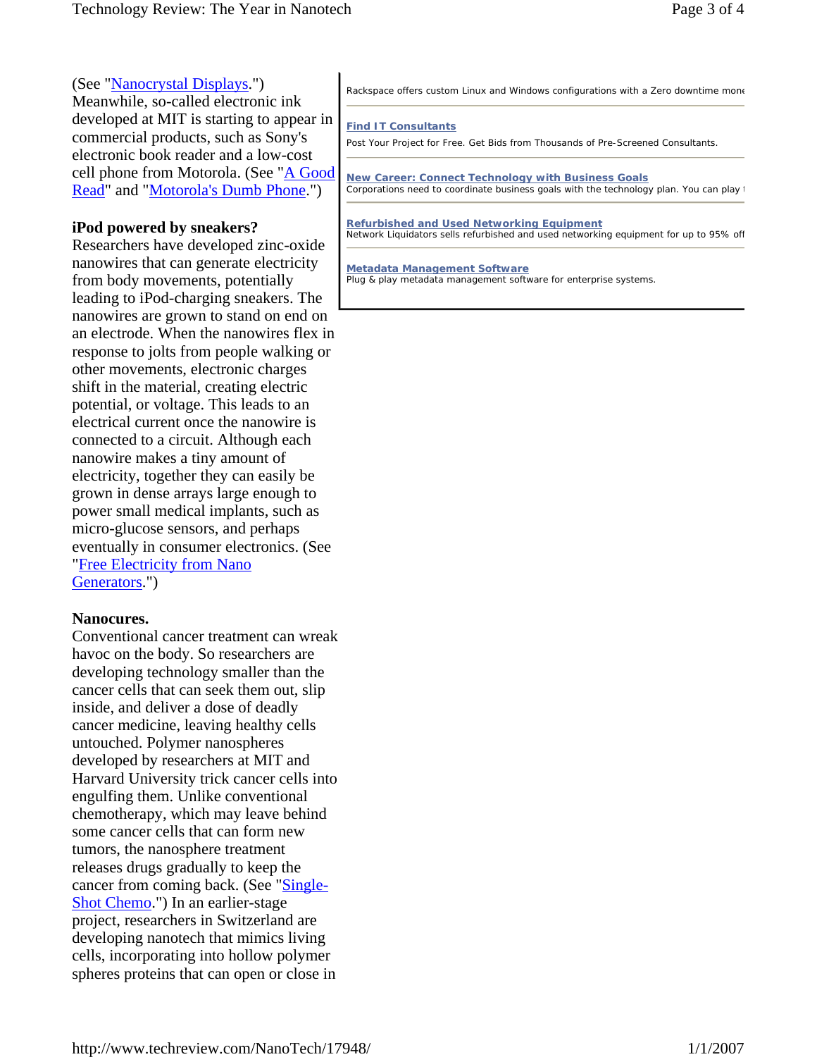(See "Nanocrystal Displays.") Meanwhile, so-called electronic ink developed at MIT is starting to appear in commercial products, such as Sony's electronic book reader and a low-cost cell phone from Motorola. (See "A Good Read" and "Motorola's Dumb Phone.")

**iPod powered by sneakers?**
Researchers have developed zinc-oxide nanowires that can generate electricity from body movements, potentially leading to iPod-charging sneakers. The nanowires are grown to stand on end on an electrode. When the nanowires flex in response to jolts from people walking or other movements, electronic charges shift in the material, creating electric potential, or voltage. This leads to an electrical current once the nanowire is connected to a circuit. Although each nanowire makes a tiny amount of electricity, together they can easily be grown in dense arrays large enough to power small medical implants, such as micro-glucose sensors, and perhaps eventually in consumer electronics. (See "Free Electricity from Nano Generators.")

**Nanocures.**
Conventional cancer treatment can wreak havoc on the body. So researchers are developing technology smaller than the cancer cells that can seek them out, slip inside, and deliver a dose of deadly cancer medicine, leaving healthy cells untouched. Polymer nanospheres developed by researchers at MIT and Harvard University trick cancer cells into engulfing them. Unlike conventional chemotherapy, which may leave behind some cancer cells that can form new tumors, the nanosphere treatment releases drugs gradually to keep the cancer from coming back. (See "Single-Shot Chemo.") In an earlier-stage project, researchers in Switzerland are developing nanotech that mimics living cells, incorporating into hollow polymer spheres proteins that can open or close in

---

Rackspace offers custom Linux and Windows configurations with a Zero downtime mone

**Find IT Consultants**
Post Your Project for Free. Get Bids from Thousands of Pre-Screened Consultants.

**New Career: Connect Technology with Business Goals**
Corporations need to coordinate business goals with the technology plan. You can play t

**Refurbished and Used Networking Equipment**
Network Liquidators sells refurbished and used networking equipment for up to 95% off

**Metadata Management Software**
Plug & play metadata management software for enterprise systems.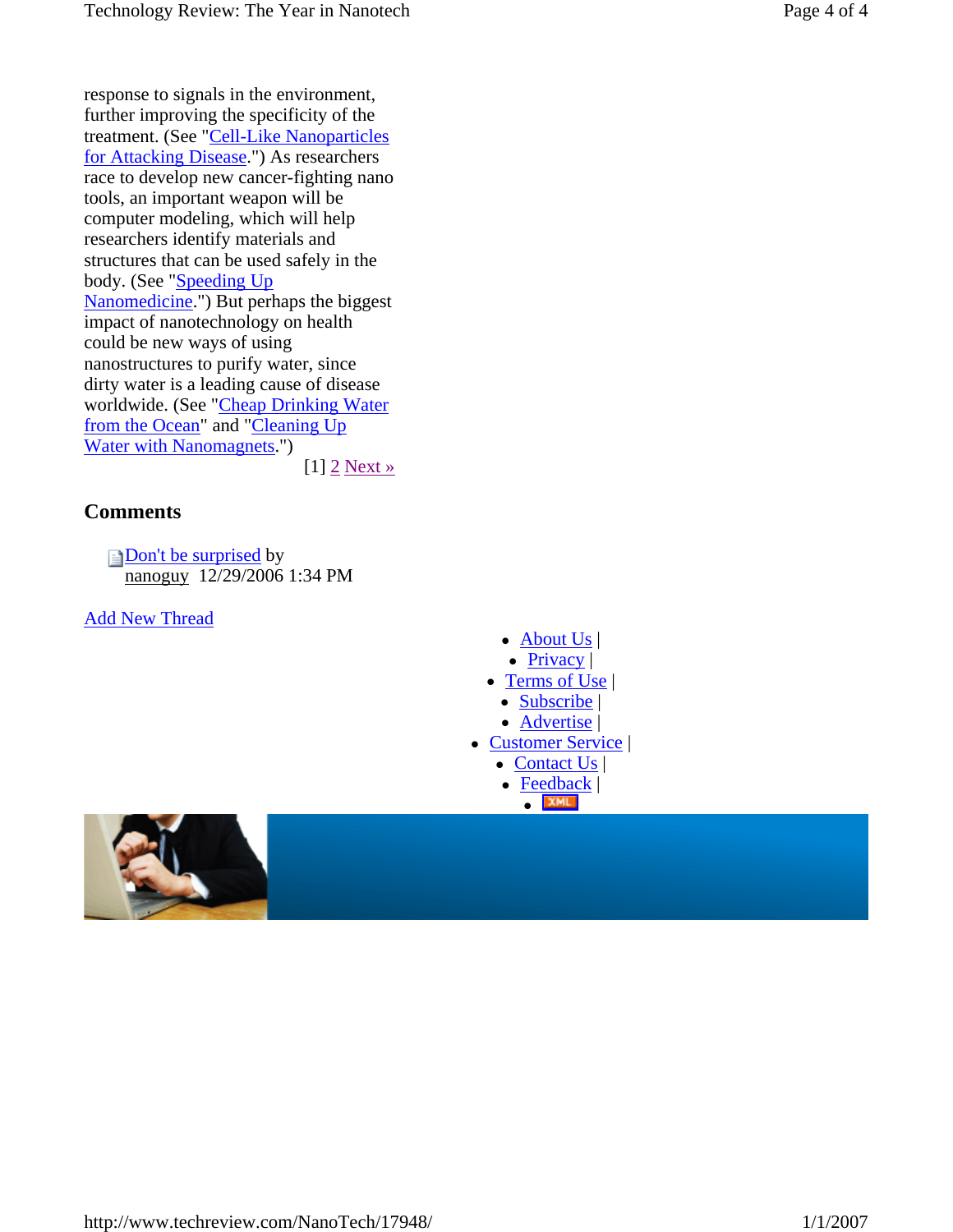response to signals in the environment, further improving the specificity of the treatment. (See "Cell-Like Nanoparticles for Attacking Disease.") As researchers race to develop new cancer-fighting nano tools, an important weapon will be computer modeling, which will help researchers identify materials and structures that can be used safely in the body. (See "Speeding Up Nanomedicine.") But perhaps the biggest impact of nanotechnology on health could be new ways of using nanostructures to purify water, since dirty water is a leading cause of disease worldwide. (See "Cheap Drinking Water from the Ocean" and "Cleaning Up Water with Nanomagnets.")

[1] 2 Next »

## Comments

Don't be surprised by nanoguy 12/29/2006 1:34 PM

Add New Thread

- About Us |
- Privacy |
- Terms of Use |
- Subscribe |
- Advertise |
- Customer Service |
- Contact Us |
- Feedback |
- XML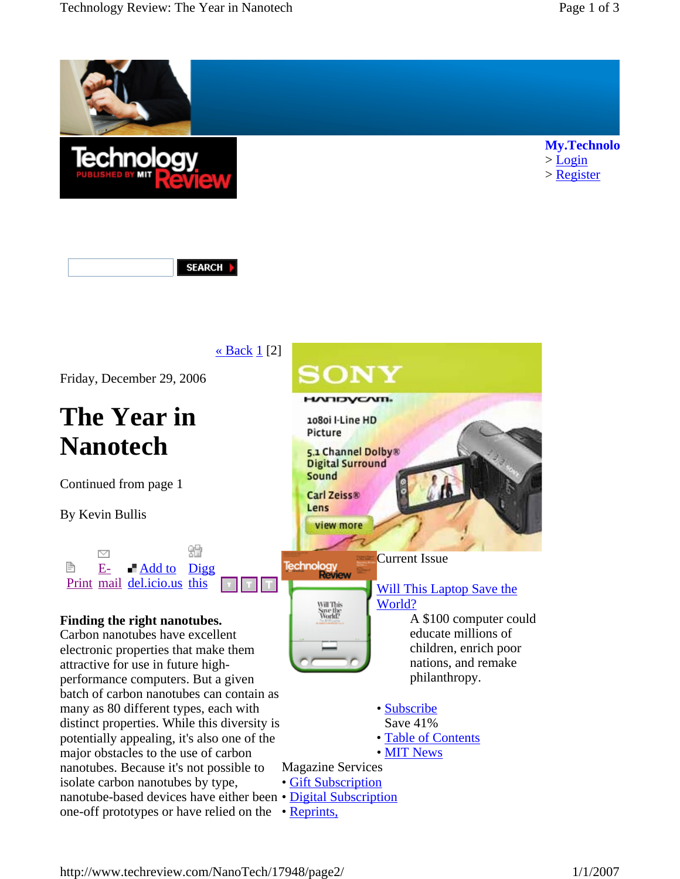My.Technolo
> Login
> Register

« Back 1 [2]

Friday, December 29, 2006

# The Year in Nanotech

Continued from page 1

By Kevin Bullis

Print E-mail Add to del.icio.us Digg this

Current Issue

Will This Laptop Save the World?

A $100 computer could educate millions of children, enrich poor nations, and remake philanthropy.

- Subscribe
  Save 41%
- Table of Contents
- MIT News

Magazine Services

- Gift Subscription
- Digital Subscription
- Reprints,

**Finding the right nanotubes.**
Carbon nanotubes have excellent electronic properties that make them attractive for use in future high-performance computers. But a given batch of carbon nanotubes can contain as many as 80 different types, each with distinct properties. While this diversity is potentially appealing, it's also one of the major obstacles to the use of carbon nanotubes. Because it's not possible to isolate carbon nanotubes by type, nanotube-based devices have either been one-off prototypes or have relied on the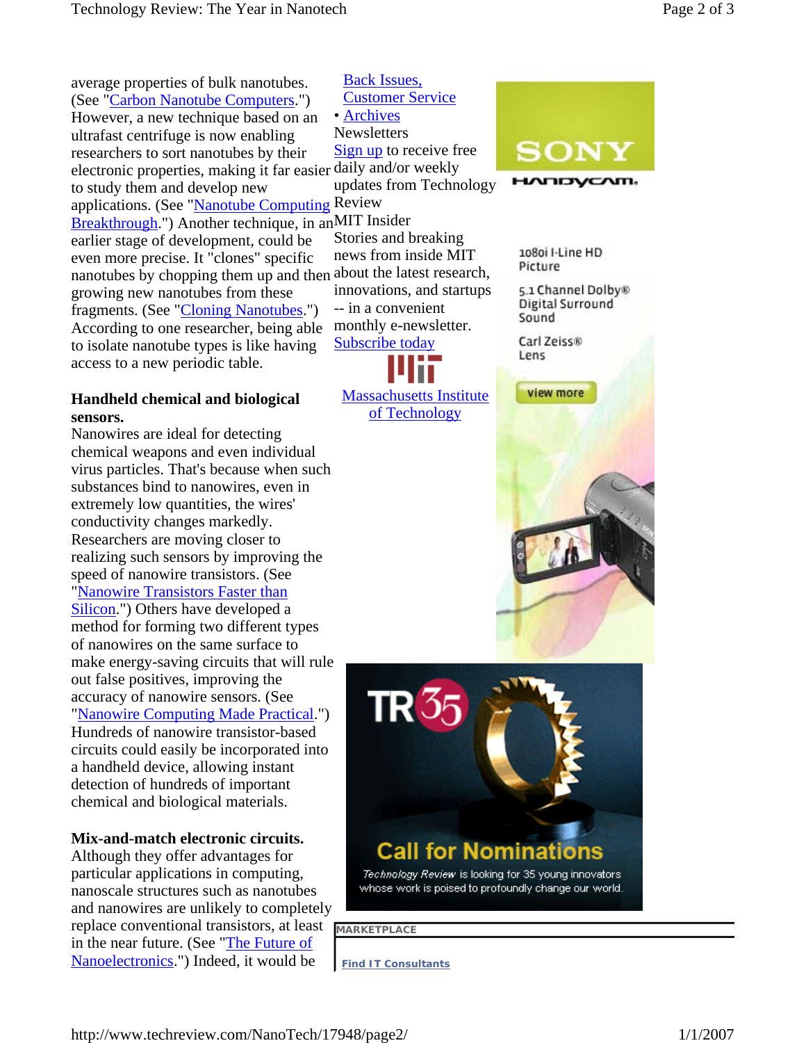average properties of bulk nanotubes. (See "Carbon Nanotube Computers.") However, a new technique based on an ultrafast centrifuge is now enabling researchers to sort nanotubes by their electronic properties, making it far easier to study them and develop new applications. (See "Nanotube Computing Breakthrough.") Another technique, in an earlier stage of development, could be even more precise. It "clones" specific nanotubes by chopping them up and then growing new nanotubes from these fragments. (See "Cloning Nanotubes.") According to one researcher, being able to isolate nanotube types is like having access to a new periodic table.

**Handheld chemical and biological sensors.**
Nanowires are ideal for detecting chemical weapons and even individual virus particles. That's because when such substances bind to nanowires, even in extremely low quantities, the wires' conductivity changes markedly. Researchers are moving closer to realizing such sensors by improving the speed of nanowire transistors. (See "Nanowire Transistors Faster than Silicon.") Others have developed a method for forming two different types of nanowires on the same surface to make energy-saving circuits that will rule out false positives, improving the accuracy of nanowire sensors. (See "Nanowire Computing Made Practical.") Hundreds of nanowire transistor-based circuits could easily be incorporated into a handheld device, allowing instant detection of hundreds of important chemical and biological materials.

**Mix-and-match electronic circuits.**
Although they offer advantages for particular applications in computing, nanoscale structures such as nanotubes and nanowires are unlikely to completely replace conventional transistors, at least in the near future. (See "The Future of Nanoelectronics.") Indeed, it would be

Back Issues,
Customer Service
• Archives
Newsletters
Sign up to receive free daily and/or weekly updates from Technology Review
MIT Insider
Stories and breaking news from inside MIT about the latest research, innovations, and startups -- in a convenient monthly e-newsletter.
Subscribe today

Massachusetts Institute of Technology

SONY HANDYCAM.
1080i I-Line HD Picture
5.1 Channel Dolby® Digital Surround Sound
Carl Zeiss® Lens
view more

TR35
Call for Nominations
*Technology Review* is looking for 35 young innovators whose work is poised to profoundly change our world.

MARKETPLACE

Find IT Consultants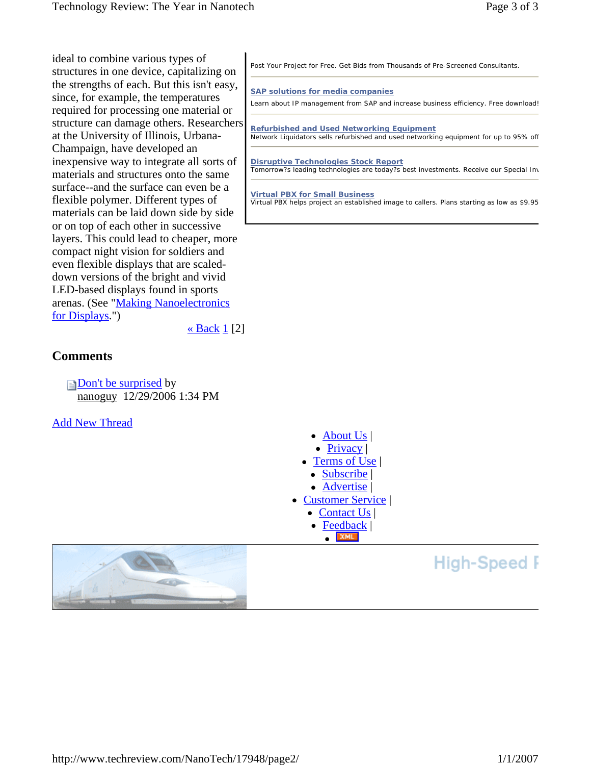ideal to combine various types of structures in one device, capitalizing on the strengths of each. But this isn't easy, since, for example, the temperatures required for processing one material or structure can damage others. Researchers at the University of Illinois, Urbana-Champaign, have developed an inexpensive way to integrate all sorts of materials and structures onto the same surface--and the surface can even be a flexible polymer. Different types of materials can be laid down side by side or on top of each other in successive layers. This could lead to cheaper, more compact night vision for soldiers and even flexible displays that are scaled-down versions of the bright and vivid LED-based displays found in sports arenas. (See "Making Nanoelectronics for Displays.")

« Back 1 [2]

Post Your Project for Free. Get Bids from Thousands of Pre-Screened Consultants.

**SAP solutions for media companies**
Learn about IP management from SAP and increase business efficiency. Free download!

**Refurbished and Used Networking Equipment**
Network Liquidators sells refurbished and used networking equipment for up to 95% off

**Disruptive Technologies Stock Report**
Tomorrow?s leading technologies are today?s best investments. Receive our Special Inv

**Virtual PBX for Small Business**
Virtual PBX helps project an established image to callers. Plans starting as low as $9.95

## Comments

Don't be surprised by nanoguy 12/29/2006 1:34 PM

Add New Thread

- About Us |
- Privacy |
- Terms of Use |
- Subscribe |
- Advertise |
- Customer Service |
- Contact Us |
- Feedback |
- XML

High-Speed R